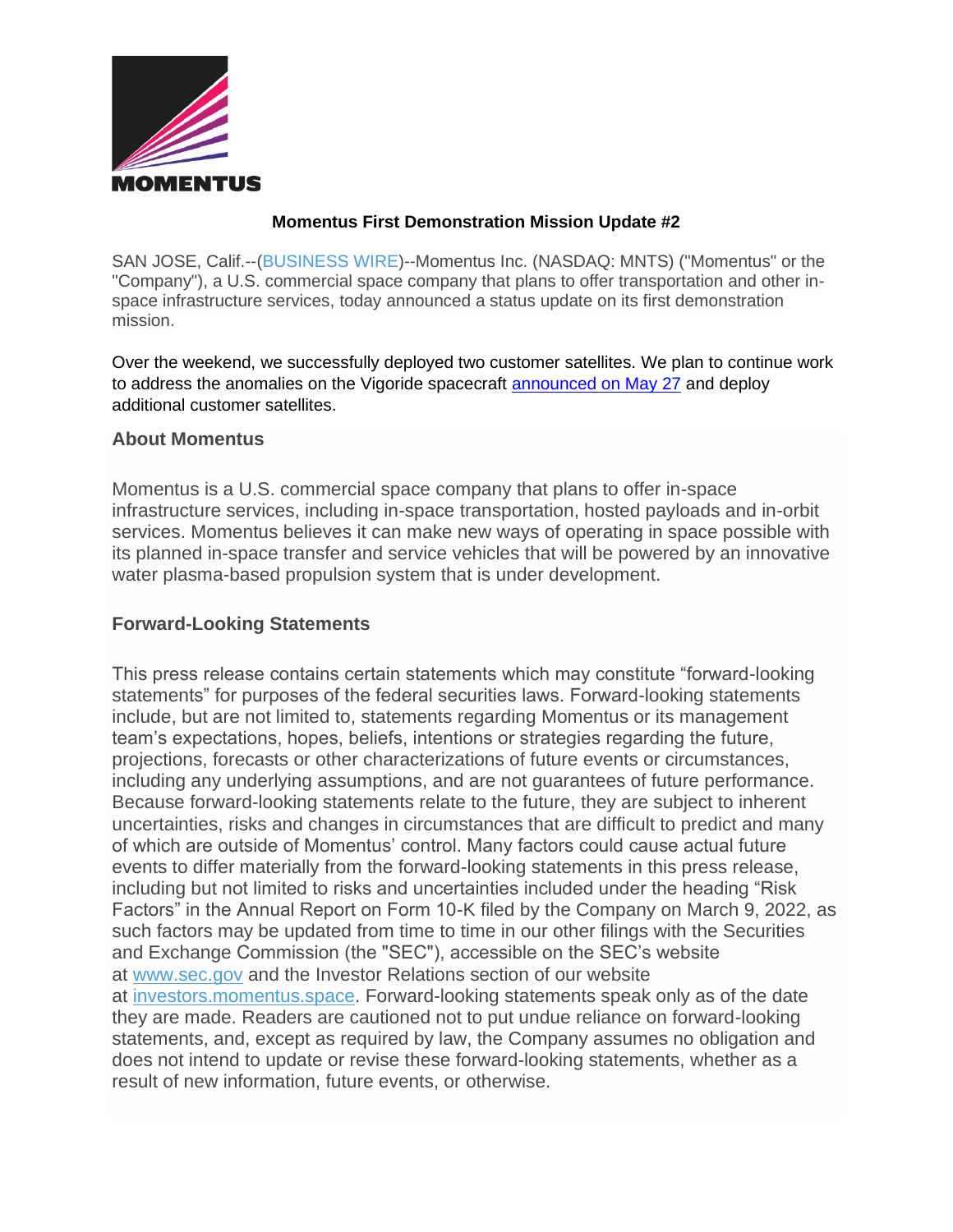**MOMENTUS**

**Momentus First Demonstration Mission Update #2**

SAN JOSE, Calif.--(BUSINESS WIRE)--Momentus Inc. (NASDAQ: MNTS) ("Momentus" or the "Company"), a U.S. commercial space company that plans to offer transportation and other in-space infrastructure services, today announced a status update on its first demonstration mission.

Over the weekend, we successfully deployed two customer satellites. We plan to continue work to address the anomalies on the Vigoride spacecraft announced on May 27 and deploy additional customer satellites.

### About Momentus

Momentus is a U.S. commercial space company that plans to offer in-space infrastructure services, including in-space transportation, hosted payloads and in-orbit services. Momentus believes it can make new ways of operating in space possible with its planned in-space transfer and service vehicles that will be powered by an innovative water plasma-based propulsion system that is under development.

### Forward-Looking Statements

This press release contains certain statements which may constitute "forward-looking statements" for purposes of the federal securities laws. Forward-looking statements include, but are not limited to, statements regarding Momentus or its management team's expectations, hopes, beliefs, intentions or strategies regarding the future, projections, forecasts or other characterizations of future events or circumstances, including any underlying assumptions, and are not guarantees of future performance. Because forward-looking statements relate to the future, they are subject to inherent uncertainties, risks and changes in circumstances that are difficult to predict and many of which are outside of Momentus' control. Many factors could cause actual future events to differ materially from the forward-looking statements in this press release, including but not limited to risks and uncertainties included under the heading "Risk Factors" in the Annual Report on Form 10-K filed by the Company on March 9, 2022, as such factors may be updated from time to time in our other filings with the Securities and Exchange Commission (the "SEC"), accessible on the SEC's website at www.sec.gov and the Investor Relations section of our website at investors.momentus.space. Forward-looking statements speak only as of the date they are made. Readers are cautioned not to put undue reliance on forward-looking statements, and, except as required by law, the Company assumes no obligation and does not intend to update or revise these forward-looking statements, whether as a result of new information, future events, or otherwise.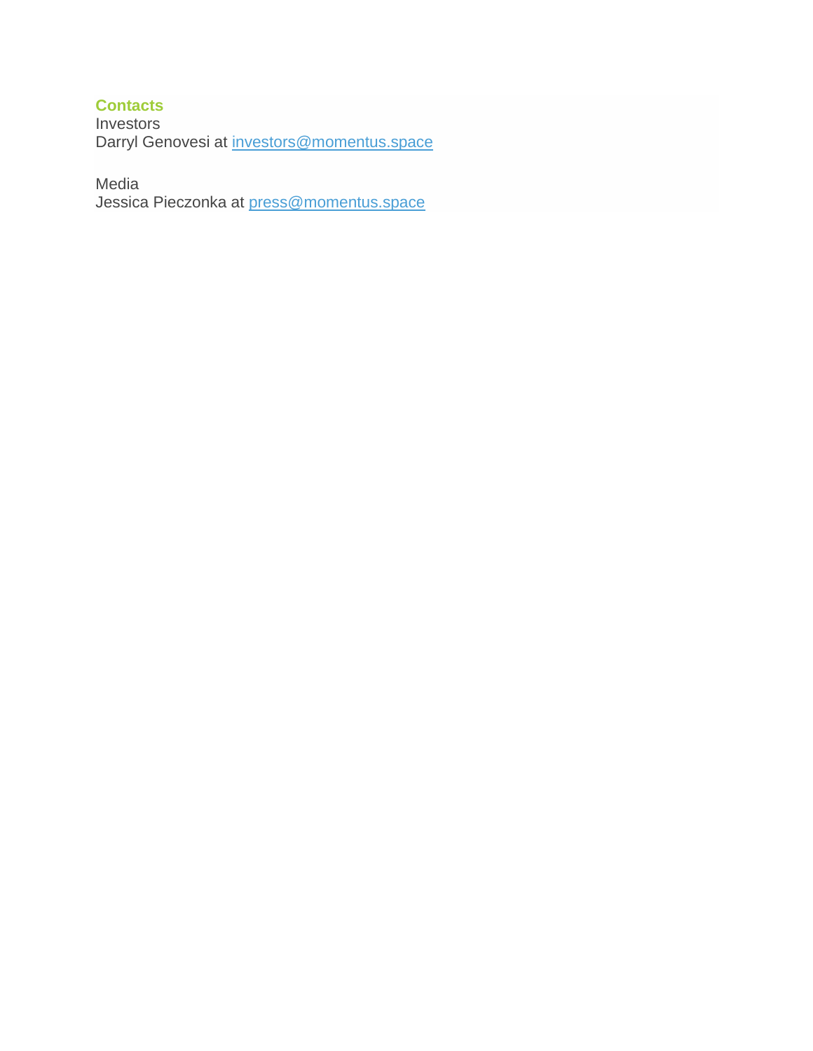**Contacts**

Investors
Darryl Genovesi at investors@momentus.space

Media
Jessica Pieczonka at press@momentus.space